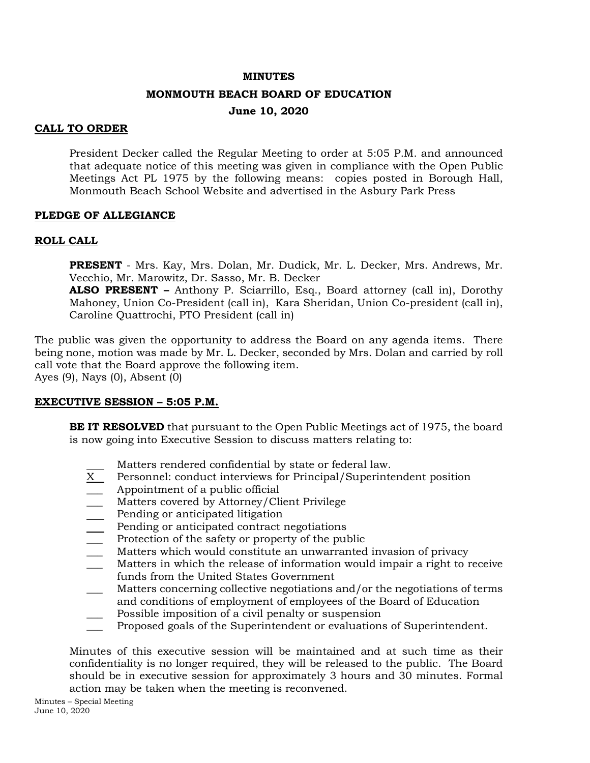**MINUTES**

**MONMOUTH BEACH BOARD OF EDUCATION**

**June 10, 2020**

## CALL TO ORDER

President Decker called the Regular Meeting to order at 5:05 P.M. and announced that adequate notice of this meeting was given in compliance with the Open Public Meetings Act PL 1975 by the following means: copies posted in Borough Hall, Monmouth Beach School Website and advertised in the Asbury Park Press

## PLEDGE OF ALLEGIANCE

## ROLL CALL

**PRESENT** - Mrs. Kay, Mrs. Dolan, Mr. Dudick, Mr. L. Decker, Mrs. Andrews, Mr. Vecchio, Mr. Marowitz, Dr. Sasso, Mr. B. Decker
**ALSO PRESENT –** Anthony P. Sciarrillo, Esq., Board attorney (call in), Dorothy Mahoney, Union Co-President (call in), Kara Sheridan, Union Co-president (call in), Caroline Quattrochi, PTO President (call in)

The public was given the opportunity to address the Board on any agenda items. There being none, motion was made by Mr. L. Decker, seconded by Mrs. Dolan and carried by roll call vote that the Board approve the following item.
Ayes (9), Nays (0), Absent (0)

## EXECUTIVE SESSION – 5:05 P.M.

**BE IT RESOLVED** that pursuant to the Open Public Meetings act of 1975, the board is now going into Executive Session to discuss matters relating to:

- ___ Matters rendered confidential by state or federal law.
- X Personnel: conduct interviews for Principal/Superintendent position
- ___ Appointment of a public official
- ___ Matters covered by Attorney/Client Privilege
- ___ Pending or anticipated litigation
- ___ Pending or anticipated contract negotiations
- ___ Protection of the safety or property of the public
- ___ Matters which would constitute an unwarranted invasion of privacy
- ___ Matters in which the release of information would impair a right to receive funds from the United States Government
- ___ Matters concerning collective negotiations and/or the negotiations of terms and conditions of employment of employees of the Board of Education
- ___ Possible imposition of a civil penalty or suspension
- ___ Proposed goals of the Superintendent or evaluations of Superintendent.

Minutes of this executive session will be maintained and at such time as their confidentiality is no longer required, they will be released to the public. The Board should be in executive session for approximately 3 hours and 30 minutes. Formal action may be taken when the meeting is reconvened.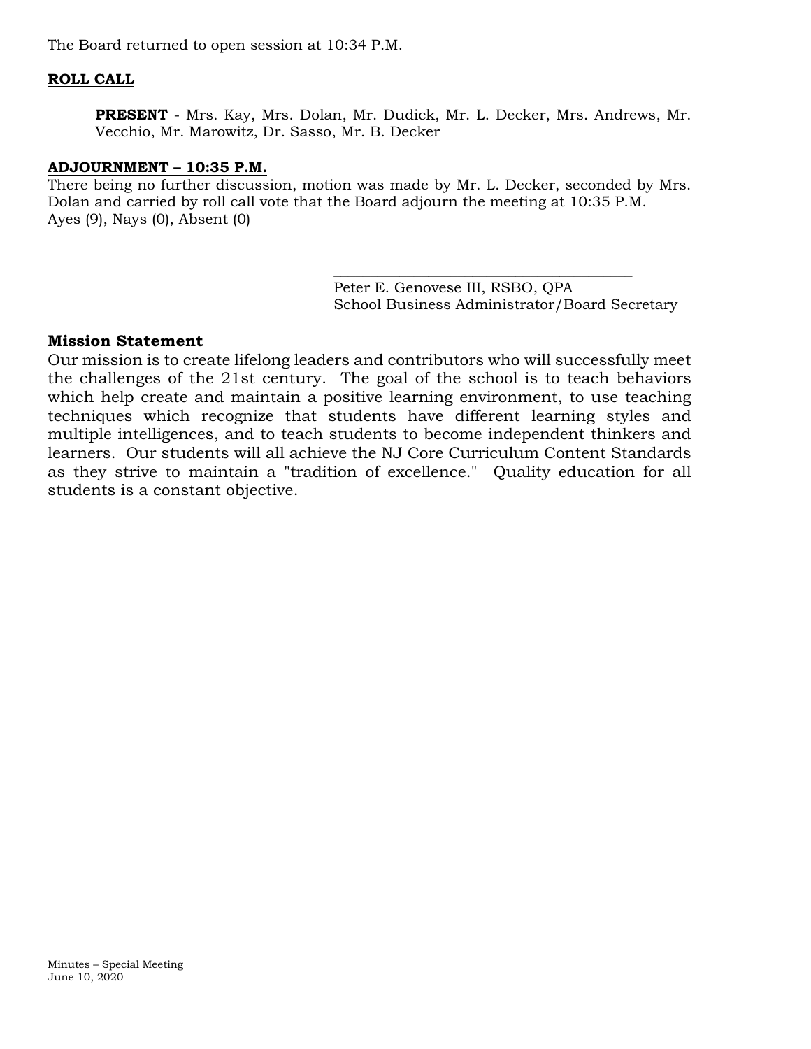The Board returned to open session at 10:34 P.M.

**ROLL CALL**

**PRESENT** - Mrs. Kay, Mrs. Dolan, Mr. Dudick, Mr. L. Decker, Mrs. Andrews, Mr. Vecchio, Mr. Marowitz, Dr. Sasso, Mr. B. Decker

**ADJOURNMENT – 10:35 P.M.**

There being no further discussion, motion was made by Mr. L. Decker, seconded by Mrs. Dolan and carried by roll call vote that the Board adjourn the meeting at 10:35 P.M.
Ayes (9), Nays (0), Absent (0)

\_\_\_\_\_\_\_\_\_\_\_\_\_\_\_\_\_\_\_\_\_\_\_\_\_\_\_\_\_\_\_\_\_\_\_\_\_\_\_\_
Peter E. Genovese III, RSBO, QPA
School Business Administrator/Board Secretary

**Mission Statement**

Our mission is to create lifelong leaders and contributors who will successfully meet the challenges of the 21st century. The goal of the school is to teach behaviors which help create and maintain a positive learning environment, to use teaching techniques which recognize that students have different learning styles and multiple intelligences, and to teach students to become independent thinkers and learners. Our students will all achieve the NJ Core Curriculum Content Standards as they strive to maintain a "tradition of excellence." Quality education for all students is a constant objective.